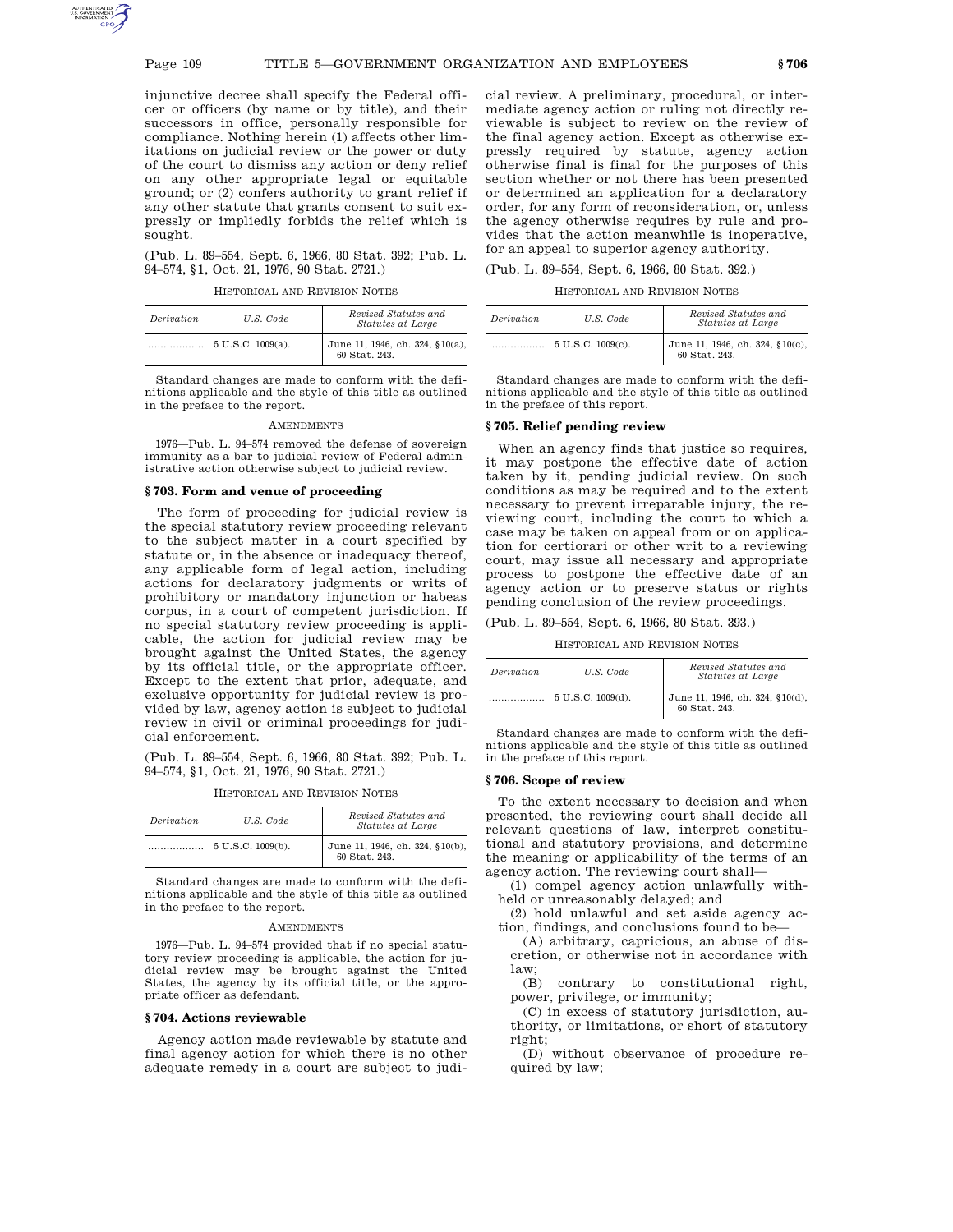injunctive decree shall specify the Federal officer or officers (by name or by title), and their successors in office, personally responsible for compliance. Nothing herein (1) affects other limitations on judicial review or the power or duty of the court to dismiss any action or deny relief on any other appropriate legal or equitable ground; or (2) confers authority to grant relief if any other statute that grants consent to suit expressly or impliedly forbids the relief which is sought.

(Pub. L. 89–554, Sept. 6, 1966, 80 Stat. 392; Pub. L. 94–574, §1, Oct. 21, 1976, 90 Stat. 2721.)

HISTORICAL AND REVISION NOTES

| *Derivation* | *U.S. Code* | *Revised Statutes and Statutes at Large* |
|---|---|---|
| .................. | 5 U.S.C. 1009(a). | June 11, 1946, ch. 324, §10(a), 60 Stat. 243. |

Standard changes are made to conform with the definitions applicable and the style of this title as outlined in the preface to the report.

AMENDMENTS

1976—Pub. L. 94–574 removed the defense of sovereign immunity as a bar to judicial review of Federal administrative action otherwise subject to judicial review.

### § 703. Form and venue of proceeding

The form of proceeding for judicial review is the special statutory review proceeding relevant to the subject matter in a court specified by statute or, in the absence or inadequacy thereof, any applicable form of legal action, including actions for declaratory judgments or writs of prohibitory or mandatory injunction or habeas corpus, in a court of competent jurisdiction. If no special statutory review proceeding is applicable, the action for judicial review may be brought against the United States, the agency by its official title, or the appropriate officer. Except to the extent that prior, adequate, and exclusive opportunity for judicial review is provided by law, agency action is subject to judicial review in civil or criminal proceedings for judicial enforcement.

(Pub. L. 89–554, Sept. 6, 1966, 80 Stat. 392; Pub. L. 94–574, §1, Oct. 21, 1976, 90 Stat. 2721.)

HISTORICAL AND REVISION NOTES

| *Derivation* | *U.S. Code* | *Revised Statutes and Statutes at Large* |
|---|---|---|
| .................. | 5 U.S.C. 1009(b). | June 11, 1946, ch. 324, §10(b), 60 Stat. 243. |

Standard changes are made to conform with the definitions applicable and the style of this title as outlined in the preface to the report.

AMENDMENTS

1976—Pub. L. 94–574 provided that if no special statutory review proceeding is applicable, the action for judicial review may be brought against the United States, the agency by its official title, or the appropriate officer as defendant.

### § 704. Actions reviewable

Agency action made reviewable by statute and final agency action for which there is no other adequate remedy in a court are subject to judicial review. A preliminary, procedural, or intermediate agency action or ruling not directly reviewable is subject to review on the review of the final agency action. Except as otherwise expressly required by statute, agency action otherwise final is final for the purposes of this section whether or not there has been presented or determined an application for a declaratory order, for any form of reconsideration, or, unless the agency otherwise requires by rule and provides that the action meanwhile is inoperative, for an appeal to superior agency authority.

(Pub. L. 89–554, Sept. 6, 1966, 80 Stat. 392.)

HISTORICAL AND REVISION NOTES

| *Derivation* | *U.S. Code* | *Revised Statutes and Statutes at Large* |
|---|---|---|
| .................. | 5 U.S.C. 1009(c). | June 11, 1946, ch. 324, §10(c), 60 Stat. 243. |

Standard changes are made to conform with the definitions applicable and the style of this title as outlined in the preface of this report.

### § 705. Relief pending review

When an agency finds that justice so requires, it may postpone the effective date of action taken by it, pending judicial review. On such conditions as may be required and to the extent necessary to prevent irreparable injury, the reviewing court, including the court to which a case may be taken on appeal from or on application for certiorari or other writ to a reviewing court, may issue all necessary and appropriate process to postpone the effective date of an agency action or to preserve status or rights pending conclusion of the review proceedings.

(Pub. L. 89–554, Sept. 6, 1966, 80 Stat. 393.)

HISTORICAL AND REVISION NOTES

| *Derivation* | *U.S. Code* | *Revised Statutes and Statutes at Large* |
|---|---|---|
| .................. | 5 U.S.C. 1009(d). | June 11, 1946, ch. 324, §10(d), 60 Stat. 243. |

Standard changes are made to conform with the definitions applicable and the style of this title as outlined in the preface of this report.

### § 706. Scope of review

To the extent necessary to decision and when presented, the reviewing court shall decide all relevant questions of law, interpret constitutional and statutory provisions, and determine the meaning or applicability of the terms of an agency action. The reviewing court shall—

(1) compel agency action unlawfully withheld or unreasonably delayed; and

(2) hold unlawful and set aside agency action, findings, and conclusions found to be—

(A) arbitrary, capricious, an abuse of discretion, or otherwise not in accordance with law;

(B) contrary to constitutional right, power, privilege, or immunity;

(C) in excess of statutory jurisdiction, authority, or limitations, or short of statutory right;

(D) without observance of procedure required by law;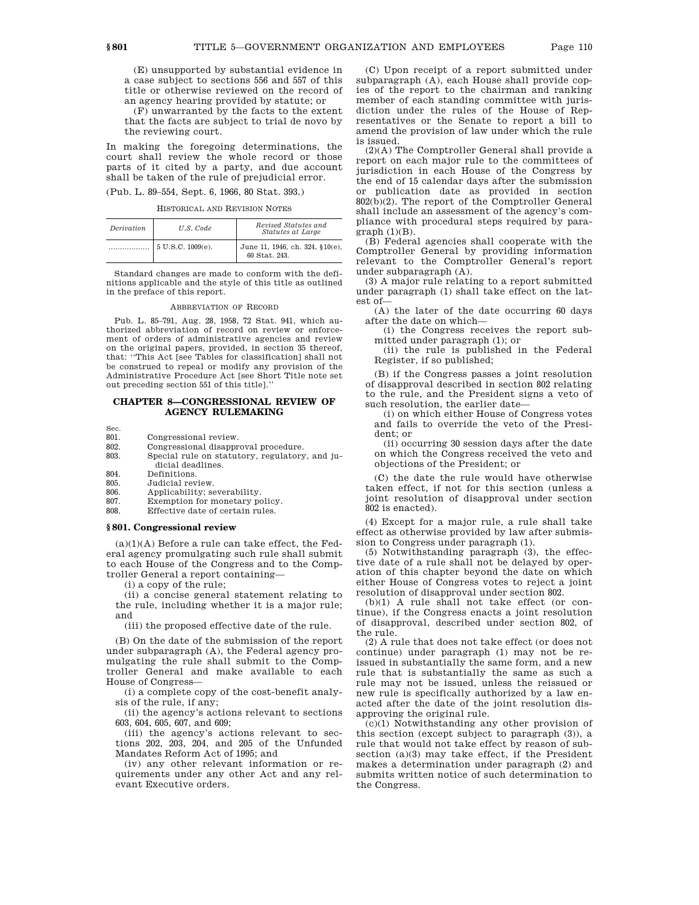(E) unsupported by substantial evidence in a case subject to sections 556 and 557 of this title or otherwise reviewed on the record of an agency hearing provided by statute; or

(F) unwarranted by the facts to the extent that the facts are subject to trial de novo by the reviewing court.

In making the foregoing determinations, the court shall review the whole record or those parts of it cited by a party, and due account shall be taken of the rule of prejudicial error.

(Pub. L. 89–554, Sept. 6, 1966, 80 Stat. 393.)

HISTORICAL AND REVISION NOTES

| *Derivation* | *U.S. Code* | *Revised Statutes and Statutes at Large* |
|---|---|---|
| .................. | 5 U.S.C. 1009(e). | June 11, 1946, ch. 324, §10(e), 60 Stat. 243. |

Standard changes are made to conform with the definitions applicable and the style of this title as outlined in the preface of this report.

ABBREVIATION OF RECORD

Pub. L. 85–791, Aug. 28, 1958, 72 Stat. 941, which authorized abbreviation of record on review or enforcement of orders of administrative agencies and review on the original papers, provided, in section 35 thereof, that: ''This Act [see Tables for classification] shall not be construed to repeal or modify any provision of the Administrative Procedure Act [see Short Title note set out preceding section 551 of this title].''

## CHAPTER 8—CONGRESSIONAL REVIEW OF AGENCY RULEMAKING

| Sec. | |
|---|---|
| 801. | Congressional review. |
| 802. | Congressional disapproval procedure. |
| 803. | Special rule on statutory, regulatory, and judicial deadlines. |
| 804. | Definitions. |
| 805. | Judicial review. |
| 806. | Applicability; severability. |
| 807. | Exemption for monetary policy. |
| 808. | Effective date of certain rules. |

### § 801. Congressional review

(a)(1)(A) Before a rule can take effect, the Federal agency promulgating such rule shall submit to each House of the Congress and to the Comptroller General a report containing—

(i) a copy of the rule;

(ii) a concise general statement relating to the rule, including whether it is a major rule; and

(iii) the proposed effective date of the rule.

(B) On the date of the submission of the report under subparagraph (A), the Federal agency promulgating the rule shall submit to the Comptroller General and make available to each House of Congress—

(i) a complete copy of the cost-benefit analysis of the rule, if any;

(ii) the agency's actions relevant to sections 603, 604, 605, 607, and 609;

(iii) the agency's actions relevant to sections 202, 203, 204, and 205 of the Unfunded Mandates Reform Act of 1995; and

(iv) any other relevant information or requirements under any other Act and any relevant Executive orders.

(C) Upon receipt of a report submitted under subparagraph (A), each House shall provide copies of the report to the chairman and ranking member of each standing committee with jurisdiction under the rules of the House of Representatives or the Senate to report a bill to amend the provision of law under which the rule is issued.

(2)(A) The Comptroller General shall provide a report on each major rule to the committees of jurisdiction in each House of the Congress by the end of 15 calendar days after the submission or publication date as provided in section 802(b)(2). The report of the Comptroller General shall include an assessment of the agency's compliance with procedural steps required by paragraph (1)(B).

(B) Federal agencies shall cooperate with the Comptroller General by providing information relevant to the Comptroller General's report under subparagraph (A).

(3) A major rule relating to a report submitted under paragraph (1) shall take effect on the latest of—

(A) the later of the date occurring 60 days after the date on which—

(i) the Congress receives the report submitted under paragraph (1); or

(ii) the rule is published in the Federal Register, if so published;

(B) if the Congress passes a joint resolution of disapproval described in section 802 relating to the rule, and the President signs a veto of such resolution, the earlier date—

(i) on which either House of Congress votes and fails to override the veto of the President; or

(ii) occurring 30 session days after the date on which the Congress received the veto and objections of the President; or

(C) the date the rule would have otherwise taken effect, if not for this section (unless a joint resolution of disapproval under section 802 is enacted).

(4) Except for a major rule, a rule shall take effect as otherwise provided by law after submission to Congress under paragraph (1).

(5) Notwithstanding paragraph (3), the effective date of a rule shall not be delayed by operation of this chapter beyond the date on which either House of Congress votes to reject a joint resolution of disapproval under section 802.

(b)(1) A rule shall not take effect (or continue), if the Congress enacts a joint resolution of disapproval, described under section 802, of the rule.

(2) A rule that does not take effect (or does not continue) under paragraph (1) may not be reissued in substantially the same form, and a new rule that is substantially the same as such a rule may not be issued, unless the reissued or new rule is specifically authorized by a law enacted after the date of the joint resolution disapproving the original rule.

(c)(1) Notwithstanding any other provision of this section (except subject to paragraph (3)), a rule that would not take effect by reason of subsection (a)(3) may take effect, if the President makes a determination under paragraph (2) and submits written notice of such determination to the Congress.